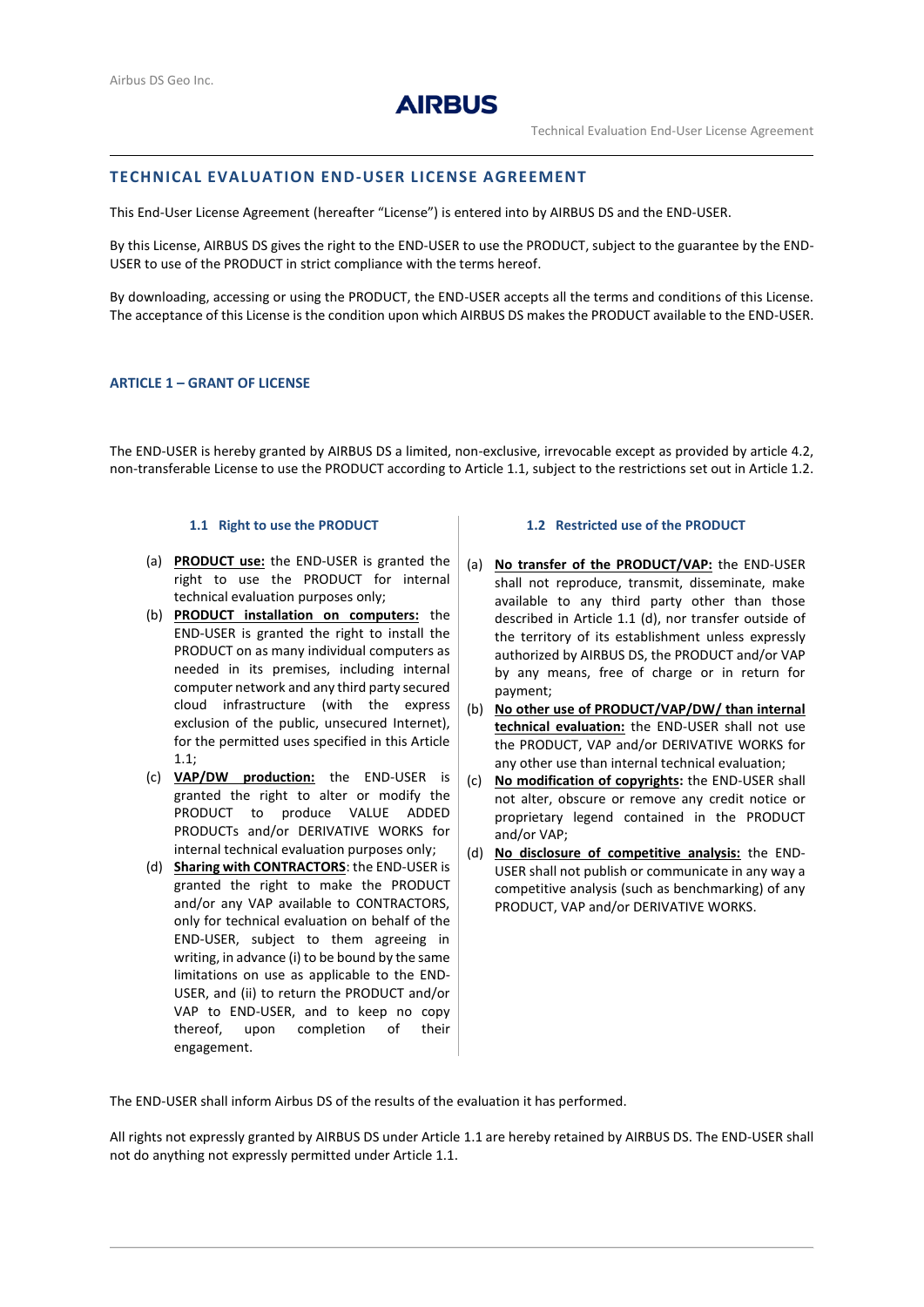## TECHNICAL EVALUATION END-USER LICENSE AGREEMENT

This End-User License Agreement (hereafter "License") is entered into by AIRBUS DS and the END-USER.

By this License, AIRBUS DS gives the right to the END-USER to use the PRODUCT, subject to the guarantee by the END-USER to use of the PRODUCT in strict compliance with the terms hereof.

By downloading, accessing or using the PRODUCT, the END-USER accepts all the terms and conditions of this License. The acceptance of this License is the condition upon which AIRBUS DS makes the PRODUCT available to the END-USER.

### ARTICLE 1 – GRANT OF LICENSE

The END-USER is hereby granted by AIRBUS DS a limited, non-exclusive, irrevocable except as provided by article 4.2, non-transferable License to use the PRODUCT according to Article 1.1, subject to the restrictions set out in Article 1.2.

#### 1.1 Right to use the PRODUCT

(a) **PRODUCT use:** the END-USER is granted the right to use the PRODUCT for internal technical evaluation purposes only;

(b) **PRODUCT installation on computers:** the END-USER is granted the right to install the PRODUCT on as many individual computers as needed in its premises, including internal computer network and any third party secured cloud infrastructure (with the express exclusion of the public, unsecured Internet), for the permitted uses specified in this Article 1.1;

(c) **VAP/DW production:** the END-USER is granted the right to alter or modify the PRODUCT to produce VALUE ADDED PRODUCTs and/or DERIVATIVE WORKS for internal technical evaluation purposes only;

(d) **Sharing with CONTRACTORS**: the END-USER is granted the right to make the PRODUCT and/or any VAP available to CONTRACTORS, only for technical evaluation on behalf of the END-USER, subject to them agreeing in writing, in advance (i) to be bound by the same limitations on use as applicable to the END-USER, and (ii) to return the PRODUCT and/or VAP to END-USER, and to keep no copy thereof, upon completion of their engagement.

#### 1.2 Restricted use of the PRODUCT

(a) **No transfer of the PRODUCT/VAP:** the END-USER shall not reproduce, transmit, disseminate, make available to any third party other than those described in Article 1.1 (d), nor transfer outside of the territory of its establishment unless expressly authorized by AIRBUS DS, the PRODUCT and/or VAP by any means, free of charge or in return for payment;

(b) **No other use of PRODUCT/VAP/DW/ than internal technical evaluation:** the END-USER shall not use the PRODUCT, VAP and/or DERIVATIVE WORKS for any other use than internal technical evaluation;

(c) **No modification of copyrights:** the END-USER shall not alter, obscure or remove any credit notice or proprietary legend contained in the PRODUCT and/or VAP;

(d) **No disclosure of competitive analysis:** the END-USER shall not publish or communicate in any way a competitive analysis (such as benchmarking) of any PRODUCT, VAP and/or DERIVATIVE WORKS.

The END-USER shall inform Airbus DS of the results of the evaluation it has performed.

All rights not expressly granted by AIRBUS DS under Article 1.1 are hereby retained by AIRBUS DS. The END-USER shall not do anything not expressly permitted under Article 1.1.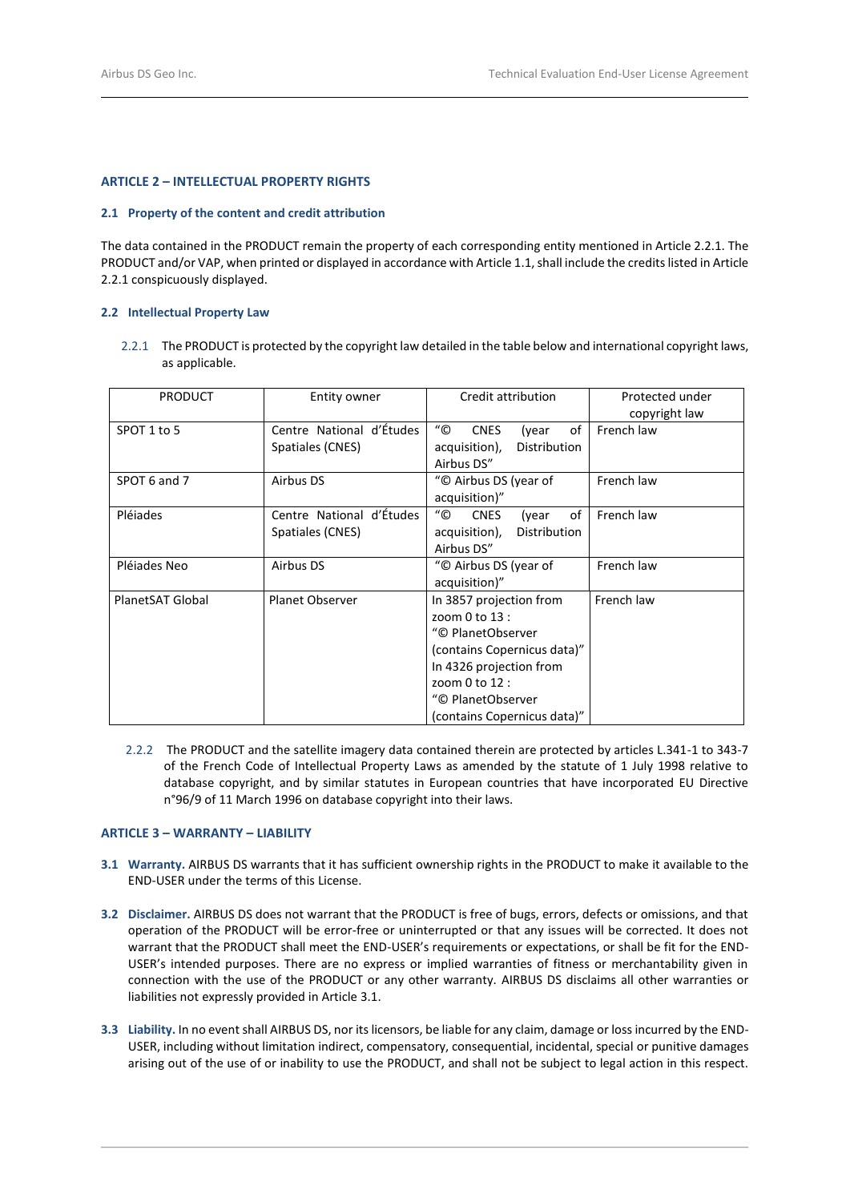## ARTICLE 2 – INTELLECTUAL PROPERTY RIGHTS

### 2.1 Property of the content and credit attribution

The data contained in the PRODUCT remain the property of each corresponding entity mentioned in Article 2.2.1. The PRODUCT and/or VAP, when printed or displayed in accordance with Article 1.1, shall include the credits listed in Article 2.2.1 conspicuously displayed.

### 2.2 Intellectual Property Law

2.2.1 The PRODUCT is protected by the copyright law detailed in the table below and international copyright laws, as applicable.

| PRODUCT | Entity owner | Credit attribution | Protected under copyright law |
|---|---|---|---|
| SPOT 1 to 5 | Centre National d'Études Spatiales (CNES) | "© CNES (year of acquisition), Distribution Airbus DS" | French law |
| SPOT 6 and 7 | Airbus DS | "© Airbus DS (year of acquisition)" | French law |
| Pléiades | Centre National d'Études Spatiales (CNES) | "© CNES (year of acquisition), Distribution Airbus DS" | French law |
| Pléiades Neo | Airbus DS | "© Airbus DS (year of acquisition)" | French law |
| PlanetSAT Global | Planet Observer | In 3857 projection from zoom 0 to 13 : "© PlanetObserver (contains Copernicus data)" In 4326 projection from zoom 0 to 12 : "© PlanetObserver (contains Copernicus data)" | French law |

2.2.2 The PRODUCT and the satellite imagery data contained therein are protected by articles L.341-1 to 343-7 of the French Code of Intellectual Property Laws as amended by the statute of 1 July 1998 relative to database copyright, and by similar statutes in European countries that have incorporated EU Directive n°96/9 of 11 March 1996 on database copyright into their laws.

## ARTICLE 3 – WARRANTY – LIABILITY

**3.1 Warranty.** AIRBUS DS warrants that it has sufficient ownership rights in the PRODUCT to make it available to the END-USER under the terms of this License.

**3.2 Disclaimer.** AIRBUS DS does not warrant that the PRODUCT is free of bugs, errors, defects or omissions, and that operation of the PRODUCT will be error-free or uninterrupted or that any issues will be corrected. It does not warrant that the PRODUCT shall meet the END-USER's requirements or expectations, or shall be fit for the END-USER's intended purposes. There are no express or implied warranties of fitness or merchantability given in connection with the use of the PRODUCT or any other warranty. AIRBUS DS disclaims all other warranties or liabilities not expressly provided in Article 3.1.

**3.3 Liability.** In no event shall AIRBUS DS, nor its licensors, be liable for any claim, damage or loss incurred by the END-USER, including without limitation indirect, compensatory, consequential, incidental, special or punitive damages arising out of the use of or inability to use the PRODUCT, and shall not be subject to legal action in this respect.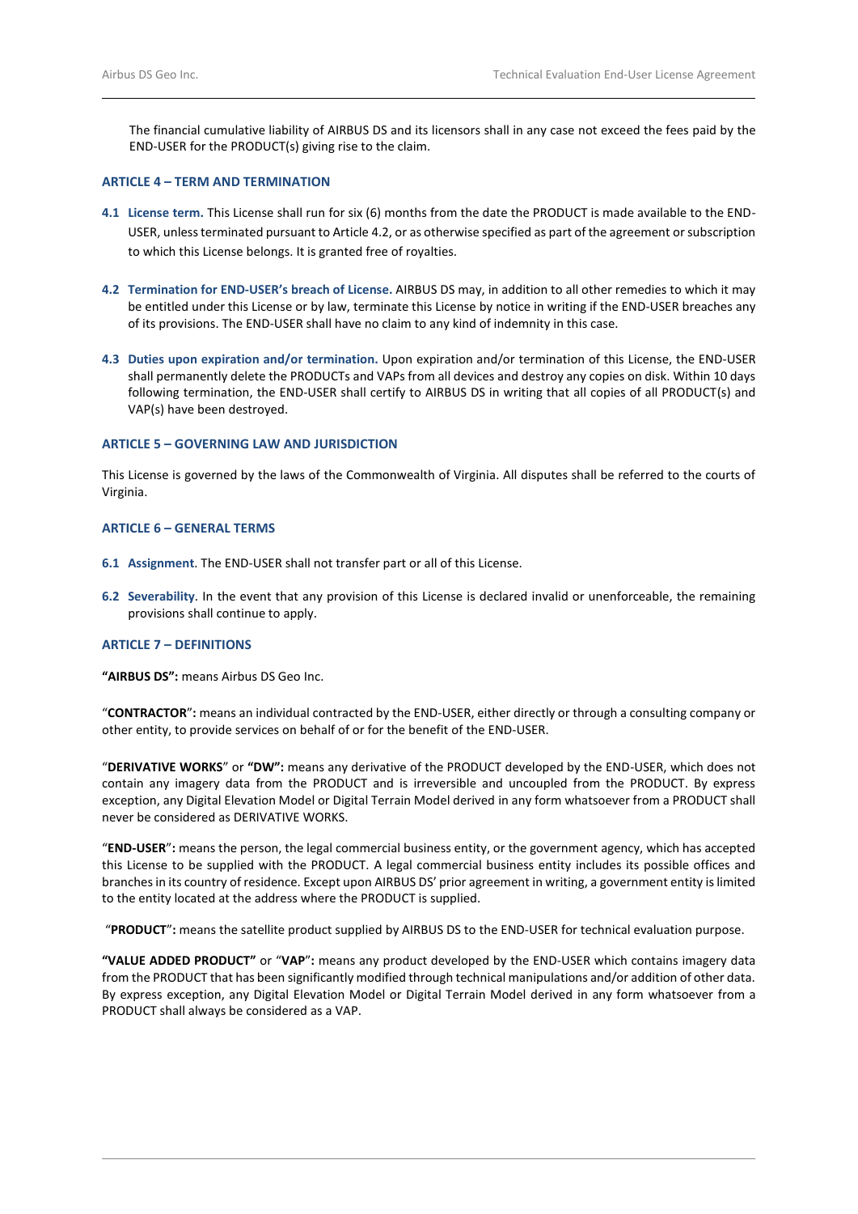The financial cumulative liability of AIRBUS DS and its licensors shall in any case not exceed the fees paid by the END-USER for the PRODUCT(s) giving rise to the claim.

### ARTICLE 4 – TERM AND TERMINATION

**4.1 License term.** This License shall run for six (6) months from the date the PRODUCT is made available to the END-USER, unless terminated pursuant to Article 4.2, or as otherwise specified as part of the agreement or subscription to which this License belongs. It is granted free of royalties.

**4.2 Termination for END-USER's breach of License.** AIRBUS DS may, in addition to all other remedies to which it may be entitled under this License or by law, terminate this License by notice in writing if the END-USER breaches any of its provisions. The END-USER shall have no claim to any kind of indemnity in this case.

**4.3 Duties upon expiration and/or termination.** Upon expiration and/or termination of this License, the END-USER shall permanently delete the PRODUCTs and VAPs from all devices and destroy any copies on disk. Within 10 days following termination, the END-USER shall certify to AIRBUS DS in writing that all copies of all PRODUCT(s) and VAP(s) have been destroyed.

### ARTICLE 5 – GOVERNING LAW AND JURISDICTION

This License is governed by the laws of the Commonwealth of Virginia. All disputes shall be referred to the courts of Virginia.

### ARTICLE 6 – GENERAL TERMS

**6.1 Assignment**. The END-USER shall not transfer part or all of this License.

**6.2 Severability**. In the event that any provision of this License is declared invalid or unenforceable, the remaining provisions shall continue to apply.

### ARTICLE 7 – DEFINITIONS

**"AIRBUS DS":** means Airbus DS Geo Inc.

"**CONTRACTOR**"**:** means an individual contracted by the END-USER, either directly or through a consulting company or other entity, to provide services on behalf of or for the benefit of the END-USER.

"**DERIVATIVE WORKS**" or **"DW":** means any derivative of the PRODUCT developed by the END-USER, which does not contain any imagery data from the PRODUCT and is irreversible and uncoupled from the PRODUCT. By express exception, any Digital Elevation Model or Digital Terrain Model derived in any form whatsoever from a PRODUCT shall never be considered as DERIVATIVE WORKS.

"**END-USER**"**:** means the person, the legal commercial business entity, or the government agency, which has accepted this License to be supplied with the PRODUCT. A legal commercial business entity includes its possible offices and branches in its country of residence. Except upon AIRBUS DS' prior agreement in writing, a government entity is limited to the entity located at the address where the PRODUCT is supplied.

"**PRODUCT**"**:** means the satellite product supplied by AIRBUS DS to the END-USER for technical evaluation purpose.

**"VALUE ADDED PRODUCT"** or "**VAP**"**:** means any product developed by the END-USER which contains imagery data from the PRODUCT that has been significantly modified through technical manipulations and/or addition of other data. By express exception, any Digital Elevation Model or Digital Terrain Model derived in any form whatsoever from a PRODUCT shall always be considered as a VAP.